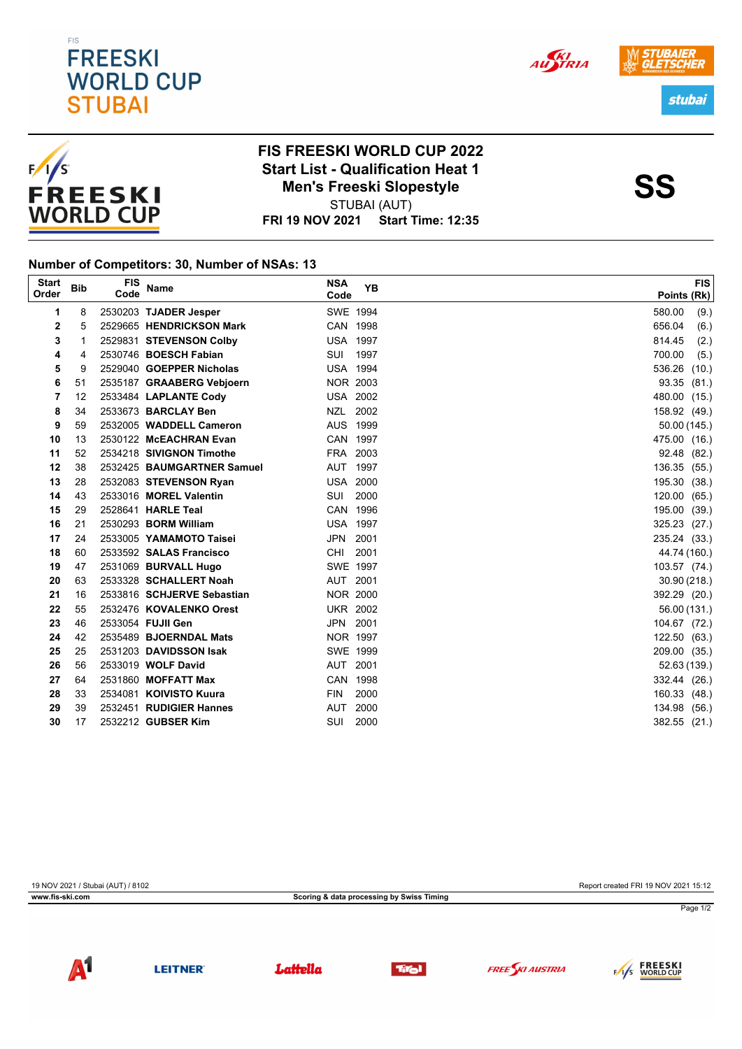FIS

# FREESKI WORLD CUP STUBAI

## FIS FREESKI WORLD CUP 2022

### Start List - Qualification Heat 1

### Men's Freeski Slopestyle

STUBAI (AUT)

**FRI 19 NOV 2021 Start Time: 12:35**

**SS**

**Number of Competitors: 30, Number of NSAs: 13**

| Start Order | Bib | FIS Code | Name | NSA Code | YB | FIS Points (Rk) |
|---|---|---|---|---|---|---|
| 1 | 8 | 2530203 | **TJADER Jesper** | SWE | 1994 | 580.00 (9.) |
| 2 | 5 | 2529665 | **HENDRICKSON Mark** | CAN | 1998 | 656.04 (6.) |
| 3 | 1 | 2529831 | **STEVENSON Colby** | USA | 1997 | 814.45 (2.) |
| 4 | 4 | 2530746 | **BOESCH Fabian** | SUI | 1997 | 700.00 (5.) |
| 5 | 9 | 2529040 | **GOEPPER Nicholas** | USA | 1994 | 536.26 (10.) |
| 6 | 51 | 2535187 | **GRAABERG Vebjoern** | NOR | 2003 | 93.35 (81.) |
| 7 | 12 | 2533484 | **LAPLANTE Cody** | USA | 2002 | 480.00 (15.) |
| 8 | 34 | 2533673 | **BARCLAY Ben** | NZL | 2002 | 158.92 (49.) |
| 9 | 59 | 2532005 | **WADDELL Cameron** | AUS | 1999 | 50.00 (145.) |
| 10 | 13 | 2530122 | **McEACHRAN Evan** | CAN | 1997 | 475.00 (16.) |
| 11 | 52 | 2534218 | **SIVIGNON Timothe** | FRA | 2003 | 92.48 (82.) |
| 12 | 38 | 2532425 | **BAUMGARTNER Samuel** | AUT | 1997 | 136.35 (55.) |
| 13 | 28 | 2532083 | **STEVENSON Ryan** | USA | 2000 | 195.30 (38.) |
| 14 | 43 | 2533016 | **MOREL Valentin** | SUI | 2000 | 120.00 (65.) |
| 15 | 29 | 2528641 | **HARLE Teal** | CAN | 1996 | 195.00 (39.) |
| 16 | 21 | 2530293 | **BORM William** | USA | 1997 | 325.23 (27.) |
| 17 | 24 | 2533005 | **YAMAMOTO Taisei** | JPN | 2001 | 235.24 (33.) |
| 18 | 60 | 2533592 | **SALAS Francisco** | CHI | 2001 | 44.74 (160.) |
| 19 | 47 | 2531069 | **BURVALL Hugo** | SWE | 1997 | 103.57 (74.) |
| 20 | 63 | 2533328 | **SCHALLERT Noah** | AUT | 2001 | 30.90 (218.) |
| 21 | 16 | 2533816 | **SCHJERVE Sebastian** | NOR | 2000 | 392.29 (20.) |
| 22 | 55 | 2532476 | **KOVALENKO Orest** | UKR | 2002 | 56.00 (131.) |
| 23 | 46 | 2533054 | **FUJII Gen** | JPN | 2001 | 104.67 (72.) |
| 24 | 42 | 2535489 | **BJOERNDAL Mats** | NOR | 1997 | 122.50 (63.) |
| 25 | 25 | 2531203 | **DAVIDSSON Isak** | SWE | 1999 | 209.00 (35.) |
| 26 | 56 | 2533019 | **WOLF David** | AUT | 2001 | 52.63 (139.) |
| 27 | 64 | 2531860 | **MOFFATT Max** | CAN | 1998 | 332.44 (26.) |
| 28 | 33 | 2534081 | **KOIVISTO Kuura** | FIN | 2000 | 160.33 (48.) |
| 29 | 39 | 2532451 | **RUDIGIER Hannes** | AUT | 2000 | 134.98 (56.) |
| 30 | 17 | 2532212 | **GUBSER Kim** | SUI | 2000 | 382.55 (21.) |

19 NOV 2021 / Stubai (AUT) / 8102 — Report created FRI 19 NOV 2021 15:12

www.fis-ski.com — Scoring & data processing by Swiss Timing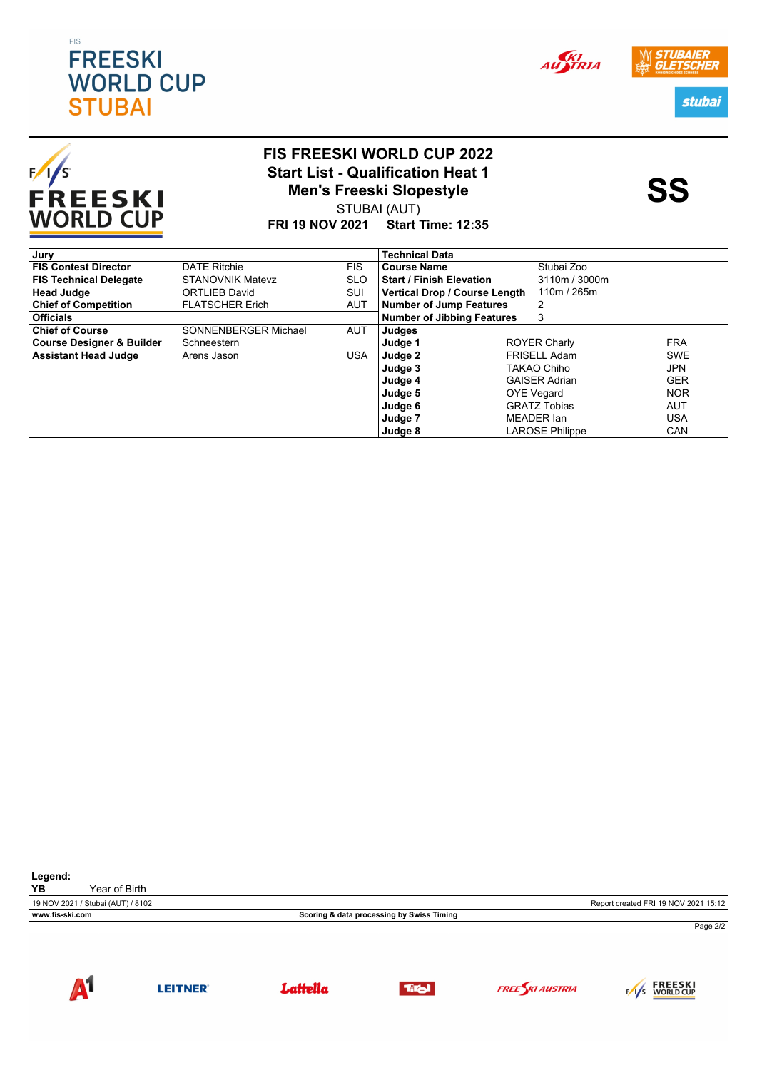FIS
# FREESKI WORLD CUP STUBAI

## FIS FREESKI WORLD CUP 2022
### Start List - Qualification Heat 1
### Men's Freeski Slopestyle

STUBAI (AUT)

**FRI 19 NOV 2021 Start Time: 12:35**

**SS**

| Jury | | |
|---|---|---|
| **FIS Contest Director** | DATE Ritchie | FIS |
| **FIS Technical Delegate** | STANOVNIK Matevz | SLO |
| **Head Judge** | ORTLIEB David | SUI |
| **Chief of Competition** | FLATSCHER Erich | AUT |
| **Officials** | | |
| **Chief of Course** | SONNENBERGER Michael | AUT |
| **Course Designer & Builder** | Schneestern | |
| **Assistant Head Judge** | Arens Jason | USA |

| Technical Data | |
|---|---|
| **Course Name** | Stubai Zoo |
| **Start / Finish Elevation** | 3110m / 3000m |
| **Vertical Drop / Course Length** | 110m / 265m |
| **Number of Jump Features** | 2 |
| **Number of Jibbing Features** | 3 |

| Judges | | |
|---|---|---|
| **Judge 1** | ROYER Charly | FRA |
| **Judge 2** | FRISELL Adam | SWE |
| **Judge 3** | TAKAO Chiho | JPN |
| **Judge 4** | GAISER Adrian | GER |
| **Judge 5** | OYE Vegard | NOR |
| **Judge 6** | GRATZ Tobias | AUT |
| **Judge 7** | MEADER Ian | USA |
| **Judge 8** | LAROSE Philippe | CAN |

**Legend:**
**YB** Year of Birth

19 NOV 2021 / Stubai (AUT) / 8102 — Report created FRI 19 NOV 2021 15:12

www.fis-ski.com — Scoring & data processing by Swiss Timing